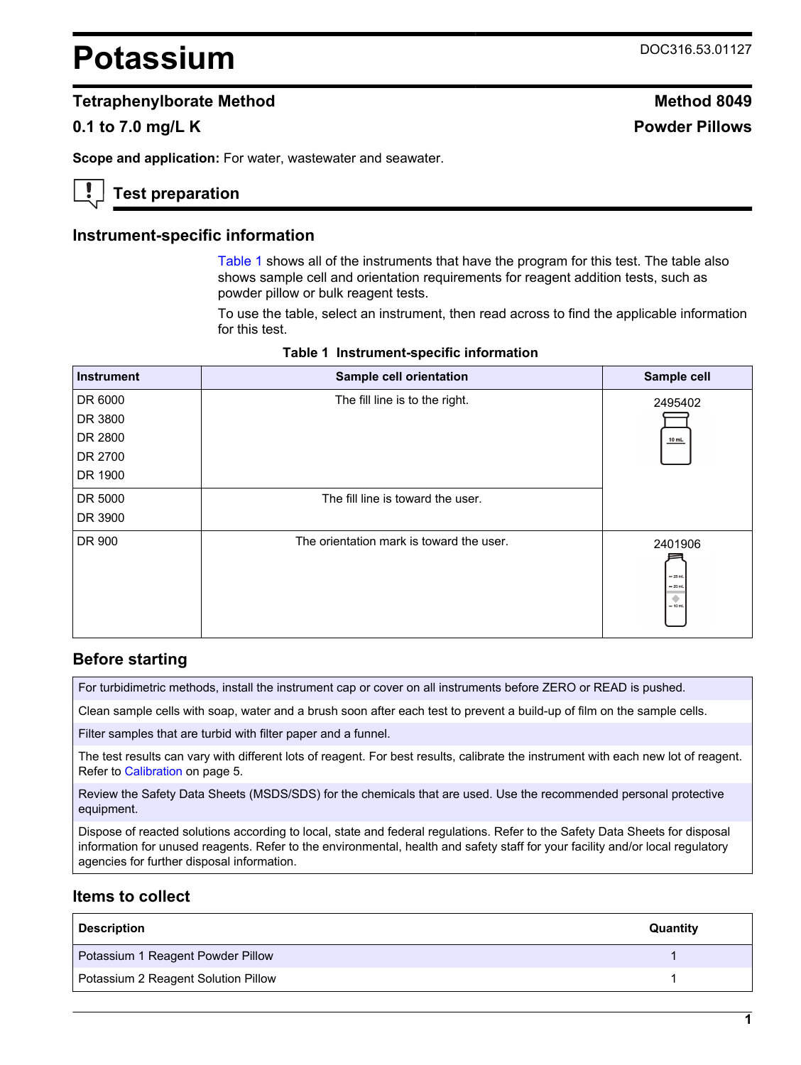# Potassium

DOC316.53.01127

## Tetraphenylborate Method

**Method 8049**

**0.1 to 7.0 mg/L K**

**Powder Pillows**

**Scope and application:** For water, wastewater and seawater.

## Test preparation

### Instrument-specific information

Table 1 shows all of the instruments that have the program for this test. The table also shows sample cell and orientation requirements for reagent addition tests, such as powder pillow or bulk reagent tests.

To use the table, select an instrument, then read across to find the applicable information for this test.

**Table 1 Instrument-specific information**

| Instrument | Sample cell orientation | Sample cell |
| --- | --- | --- |
| DR 6000<br>DR 3800<br>DR 2800<br>DR 2700<br>DR 1900 | The fill line is to the right. | 2495402 |
| DR 5000<br>DR 3900 | The fill line is toward the user. | |
| DR 900 | The orientation mark is toward the user. | 2401906 |

### Before starting

For turbidimetric methods, install the instrument cap or cover on all instruments before ZERO or READ is pushed.

Clean sample cells with soap, water and a brush soon after each test to prevent a build-up of film on the sample cells.

Filter samples that are turbid with filter paper and a funnel.

The test results can vary with different lots of reagent. For best results, calibrate the instrument with each new lot of reagent. Refer to Calibration on page 5.

Review the Safety Data Sheets (MSDS/SDS) for the chemicals that are used. Use the recommended personal protective equipment.

Dispose of reacted solutions according to local, state and federal regulations. Refer to the Safety Data Sheets for disposal information for unused reagents. Refer to the environmental, health and safety staff for your facility and/or local regulatory agencies for further disposal information.

### Items to collect

| Description | Quantity |
| --- | --- |
| Potassium 1 Reagent Powder Pillow | 1 |
| Potassium 2 Reagent Solution Pillow | 1 |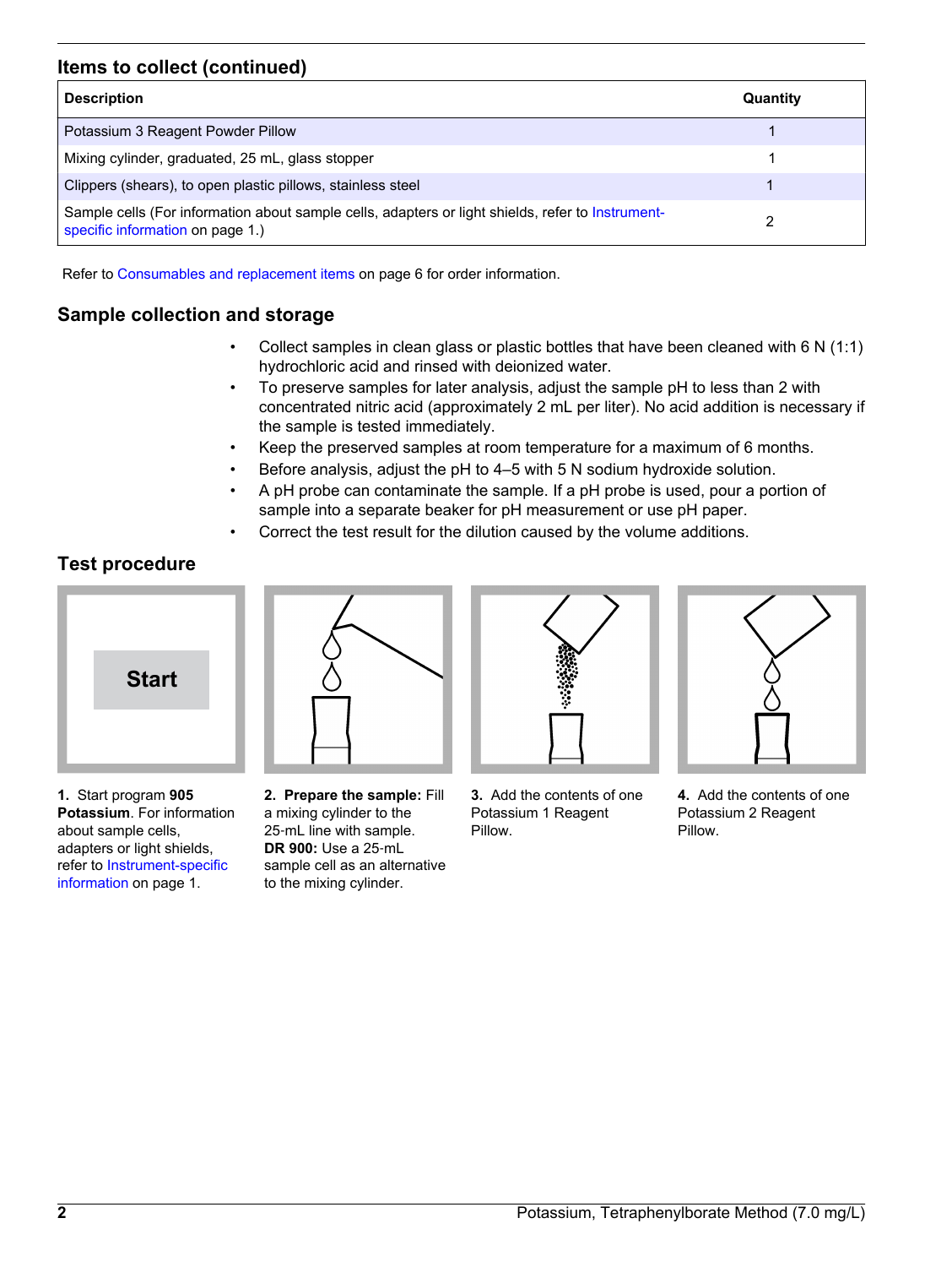## Items to collect (continued)

| Description | Quantity |
| --- | --- |
| Potassium 3 Reagent Powder Pillow | 1 |
| Mixing cylinder, graduated, 25 mL, glass stopper | 1 |
| Clippers (shears), to open plastic pillows, stainless steel | 1 |
| Sample cells (For information about sample cells, adapters or light shields, refer to Instrument-specific information on page 1.) | 2 |

Refer to Consumables and replacement items on page 6 for order information.

## Sample collection and storage

- Collect samples in clean glass or plastic bottles that have been cleaned with 6 N (1:1) hydrochloric acid and rinsed with deionized water.
- To preserve samples for later analysis, adjust the sample pH to less than 2 with concentrated nitric acid (approximately 2 mL per liter). No acid addition is necessary if the sample is tested immediately.
- Keep the preserved samples at room temperature for a maximum of 6 months.
- Before analysis, adjust the pH to 4–5 with 5 N sodium hydroxide solution.
- A pH probe can contaminate the sample. If a pH probe is used, pour a portion of sample into a separate beaker for pH measurement or use pH paper.
- Correct the test result for the dilution caused by the volume additions.

## Test procedure

**Start**

1. Start program **905 Potassium**. For information about sample cells, adapters or light shields, refer to Instrument-specific information on page 1.

2. **Prepare the sample:** Fill a mixing cylinder to the 25-mL line with sample. **DR 900:** Use a 25-mL sample cell as an alternative to the mixing cylinder.

3. Add the contents of one Potassium 1 Reagent Pillow.

4. Add the contents of one Potassium 2 Reagent Pillow.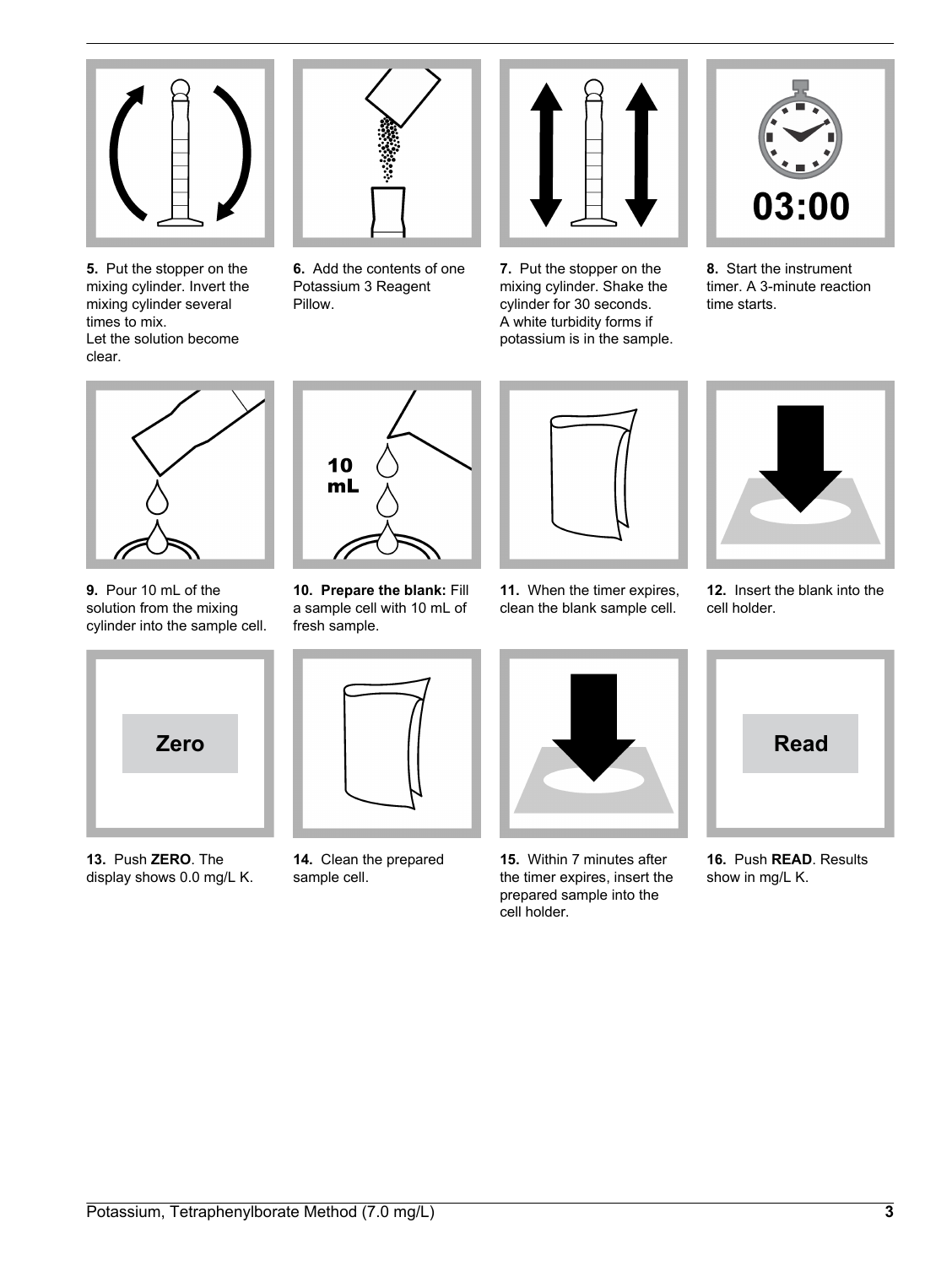**5.** Put the stopper on the mixing cylinder. Invert the mixing cylinder several times to mix.
Let the solution become clear.

**6.** Add the contents of one Potassium 3 Reagent Pillow.

**7.** Put the stopper on the mixing cylinder. Shake the cylinder for 30 seconds.
A white turbidity forms if potassium is in the sample.

**8.** Start the instrument timer. A 3-minute reaction time starts.

**9.** Pour 10 mL of the solution from the mixing cylinder into the sample cell.

**10. Prepare the blank:** Fill a sample cell with 10 mL of fresh sample.

**11.** When the timer expires, clean the blank sample cell.

**12.** Insert the blank into the cell holder.

**13.** Push **ZERO**. The display shows 0.0 mg/L K.

**14.** Clean the prepared sample cell.

**15.** Within 7 minutes after the timer expires, insert the prepared sample into the cell holder.

**16.** Push **READ**. Results show in mg/L K.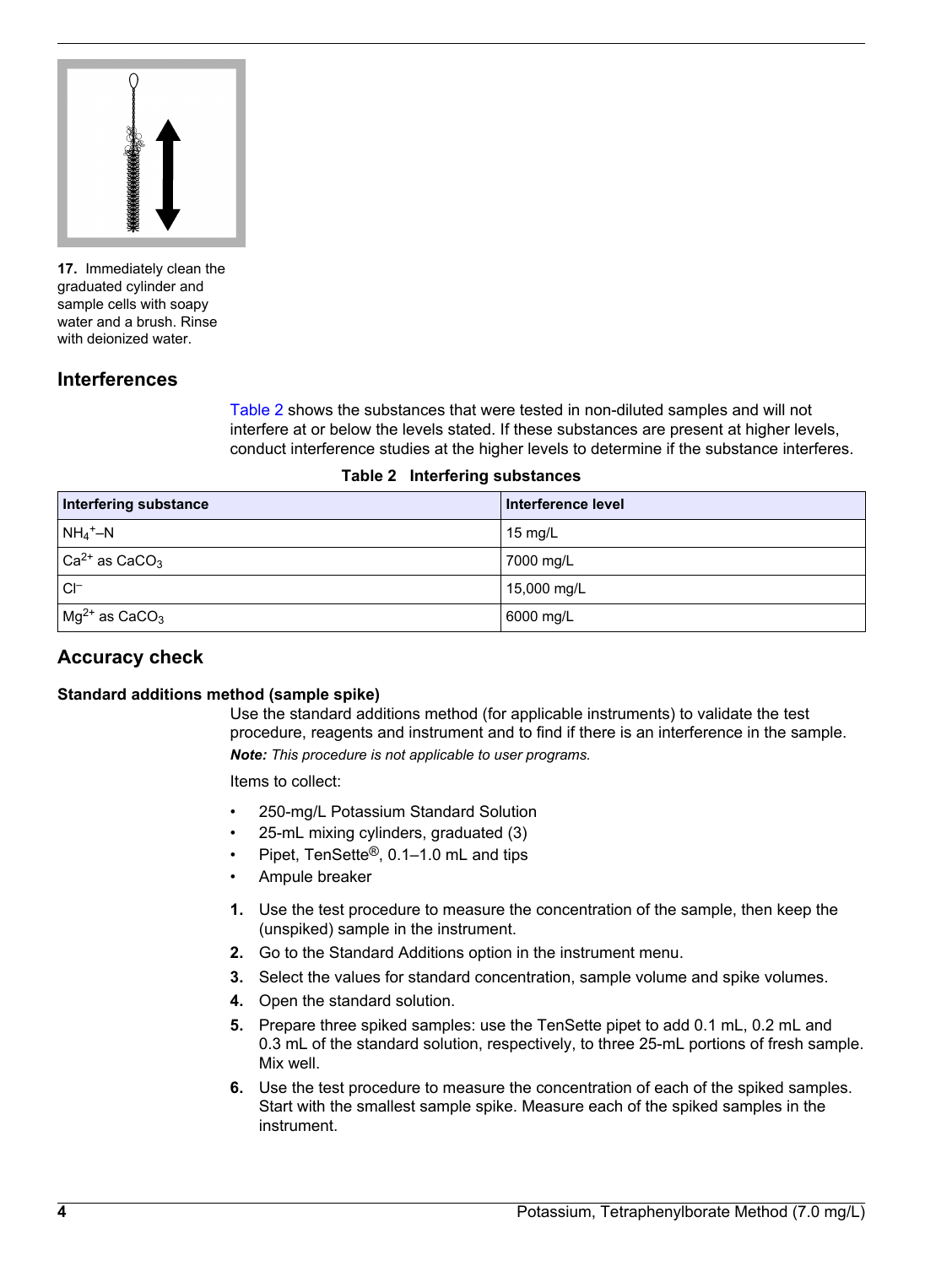**17.** Immediately clean the graduated cylinder and sample cells with soapy water and a brush. Rinse with deionized water.

## Interferences

Table 2 shows the substances that were tested in non-diluted samples and will not interfere at or below the levels stated. If these substances are present at higher levels, conduct interference studies at the higher levels to determine if the substance interferes.

**Table 2 Interfering substances**

| Interfering substance | Interference level |
| --- | --- |
| $NH_4^+$–N | 15 mg/L |
| $Ca^{2+}$ as $CaCO_3$ | 7000 mg/L |
| $Cl^–$ | 15,000 mg/L |
| $Mg^{2+}$ as $CaCO_3$ | 6000 mg/L |

## Accuracy check

### Standard additions method (sample spike)

Use the standard additions method (for applicable instruments) to validate the test procedure, reagents and instrument and to find if there is an interference in the sample.

***Note:*** *This procedure is not applicable to user programs.*

Items to collect:

- 250-mg/L Potassium Standard Solution
- 25-mL mixing cylinders, graduated (3)
- Pipet, TenSette®, 0.1–1.0 mL and tips
- Ampule breaker

1. Use the test procedure to measure the concentration of the sample, then keep the (unspiked) sample in the instrument.
2. Go to the Standard Additions option in the instrument menu.
3. Select the values for standard concentration, sample volume and spike volumes.
4. Open the standard solution.
5. Prepare three spiked samples: use the TenSette pipet to add 0.1 mL, 0.2 mL and 0.3 mL of the standard solution, respectively, to three 25-mL portions of fresh sample. Mix well.
6. Use the test procedure to measure the concentration of each of the spiked samples. Start with the smallest sample spike. Measure each of the spiked samples in the instrument.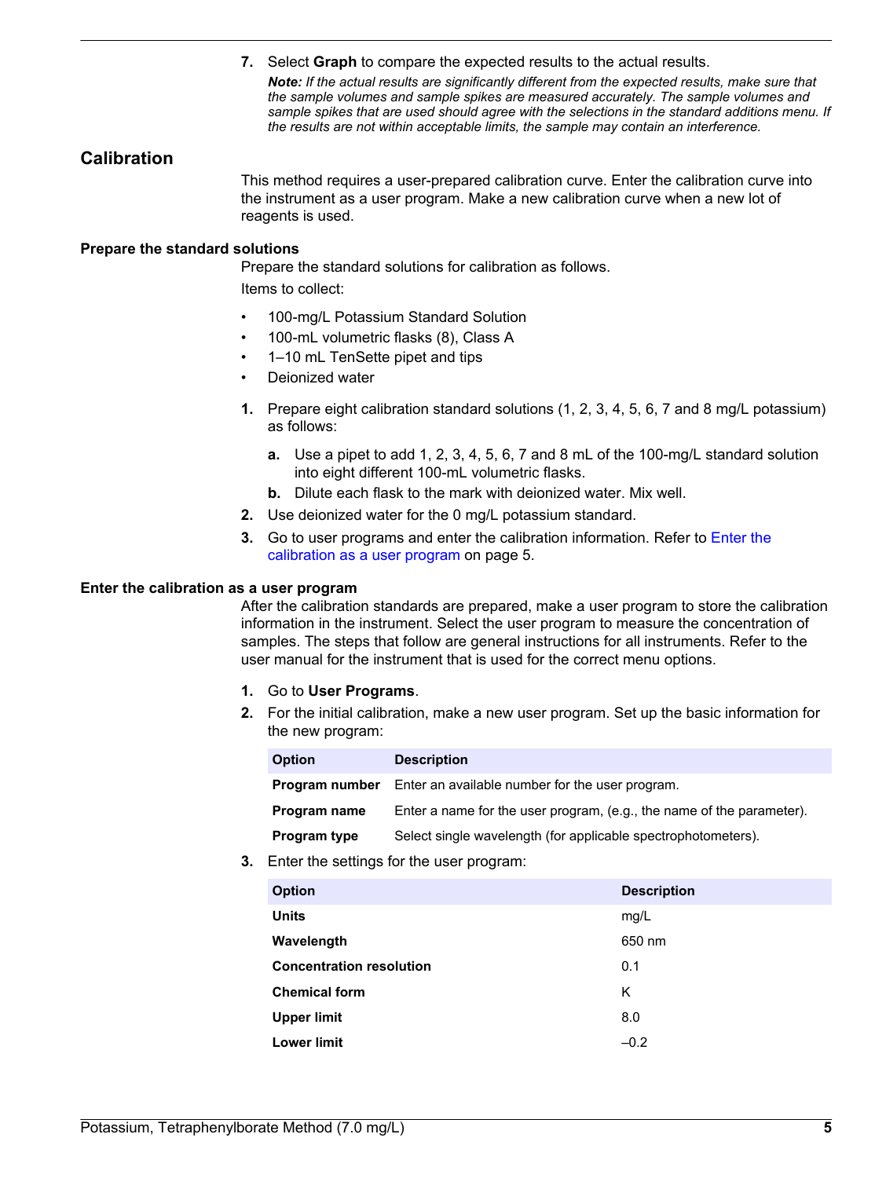7. Select **Graph** to compare the expected results to the actual results.
   ***Note:** If the actual results are significantly different from the expected results, make sure that the sample volumes and sample spikes are measured accurately. The sample volumes and sample spikes that are used should agree with the selections in the standard additions menu. If the results are not within acceptable limits, the sample may contain an interference.*

## Calibration

This method requires a user-prepared calibration curve. Enter the calibration curve into the instrument as a user program. Make a new calibration curve when a new lot of reagents is used.

### Prepare the standard solutions

Prepare the standard solutions for calibration as follows.

Items to collect:

- 100-mg/L Potassium Standard Solution
- 100-mL volumetric flasks (8), Class A
- 1–10 mL TenSette pipet and tips
- Deionized water

1. Prepare eight calibration standard solutions (1, 2, 3, 4, 5, 6, 7 and 8 mg/L potassium) as follows:
   a. Use a pipet to add 1, 2, 3, 4, 5, 6, 7 and 8 mL of the 100-mg/L standard solution into eight different 100-mL volumetric flasks.
   b. Dilute each flask to the mark with deionized water. Mix well.
2. Use deionized water for the 0 mg/L potassium standard.
3. Go to user programs and enter the calibration information. Refer to Enter the calibration as a user program on page 5.

### Enter the calibration as a user program

After the calibration standards are prepared, make a user program to store the calibration information in the instrument. Select the user program to measure the concentration of samples. The steps that follow are general instructions for all instruments. Refer to the user manual for the instrument that is used for the correct menu options.

1. Go to **User Programs**.
2. For the initial calibration, make a new user program. Set up the basic information for the new program:

| Option | Description |
| --- | --- |
| **Program number** | Enter an available number for the user program. |
| **Program name** | Enter a name for the user program, (e.g., the name of the parameter). |
| **Program type** | Select single wavelength (for applicable spectrophotometers). |

3. Enter the settings for the user program:

| Option | Description |
| --- | --- |
| **Units** | mg/L |
| **Wavelength** | 650 nm |
| **Concentration resolution** | 0.1 |
| **Chemical form** | K |
| **Upper limit** | 8.0 |
| **Lower limit** | –0.2 |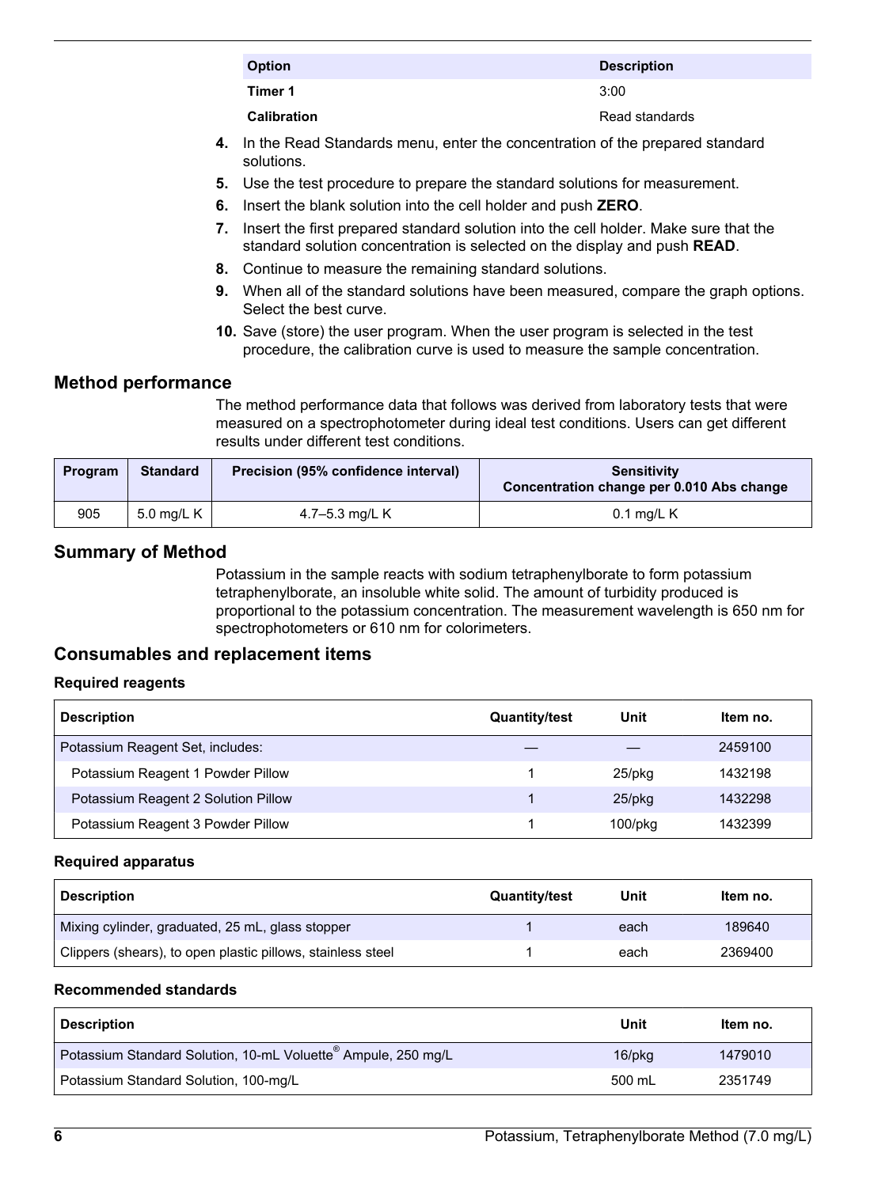| Option | Description |
| --- | --- |
| **Timer 1** | 3:00 |
| **Calibration** | Read standards |

4. In the Read Standards menu, enter the concentration of the prepared standard solutions.
5. Use the test procedure to prepare the standard solutions for measurement.
6. Insert the blank solution into the cell holder and push **ZERO**.
7. Insert the first prepared standard solution into the cell holder. Make sure that the standard solution concentration is selected on the display and push **READ**.
8. Continue to measure the remaining standard solutions.
9. When all of the standard solutions have been measured, compare the graph options. Select the best curve.
10. Save (store) the user program. When the user program is selected in the test procedure, the calibration curve is used to measure the sample concentration.

## Method performance

The method performance data that follows was derived from laboratory tests that were measured on a spectrophotometer during ideal test conditions. Users can get different results under different test conditions.

| Program | Standard | Precision (95% confidence interval) | Sensitivity Concentration change per 0.010 Abs change |
| --- | --- | --- | --- |
| 905 | 5.0 mg/L K | 4.7–5.3 mg/L K | 0.1 mg/L K |

## Summary of Method

Potassium in the sample reacts with sodium tetraphenylborate to form potassium tetraphenylborate, an insoluble white solid. The amount of turbidity produced is proportional to the potassium concentration. The measurement wavelength is 650 nm for spectrophotometers or 610 nm for colorimeters.

## Consumables and replacement items

### Required reagents

| Description | Quantity/test | Unit | Item no. |
| --- | --- | --- | --- |
| Potassium Reagent Set, includes: | — | — | 2459100 |
| Potassium Reagent 1 Powder Pillow | 1 | 25/pkg | 1432198 |
| Potassium Reagent 2 Solution Pillow | 1 | 25/pkg | 1432298 |
| Potassium Reagent 3 Powder Pillow | 1 | 100/pkg | 1432399 |

### Required apparatus

| Description | Quantity/test | Unit | Item no. |
| --- | --- | --- | --- |
| Mixing cylinder, graduated, 25 mL, glass stopper | 1 | each | 189640 |
| Clippers (shears), to open plastic pillows, stainless steel | 1 | each | 2369400 |

### Recommended standards

| Description | Unit | Item no. |
| --- | --- | --- |
| Potassium Standard Solution, 10-mL Voluette® Ampule, 250 mg/L | 16/pkg | 1479010 |
| Potassium Standard Solution, 100-mg/L | 500 mL | 2351749 |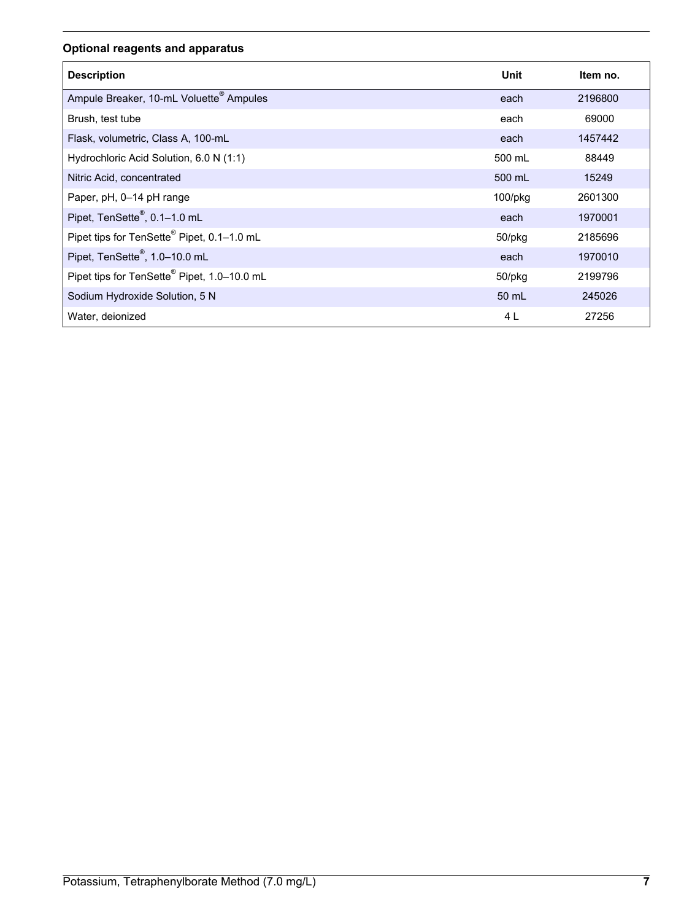### Optional reagents and apparatus

| Description | Unit | Item no. |
| --- | --- | --- |
| Ampule Breaker, 10-mL Voluette® Ampules | each | 2196800 |
| Brush, test tube | each | 69000 |
| Flask, volumetric, Class A, 100-mL | each | 1457442 |
| Hydrochloric Acid Solution, 6.0 N (1:1) | 500 mL | 88449 |
| Nitric Acid, concentrated | 500 mL | 15249 |
| Paper, pH, 0–14 pH range | 100/pkg | 2601300 |
| Pipet, TenSette®, 0.1–1.0 mL | each | 1970001 |
| Pipet tips for TenSette® Pipet, 0.1–1.0 mL | 50/pkg | 2185696 |
| Pipet, TenSette®, 1.0–10.0 mL | each | 1970010 |
| Pipet tips for TenSette® Pipet, 1.0–10.0 mL | 50/pkg | 2199796 |
| Sodium Hydroxide Solution, 5 N | 50 mL | 245026 |
| Water, deionized | 4 L | 27256 |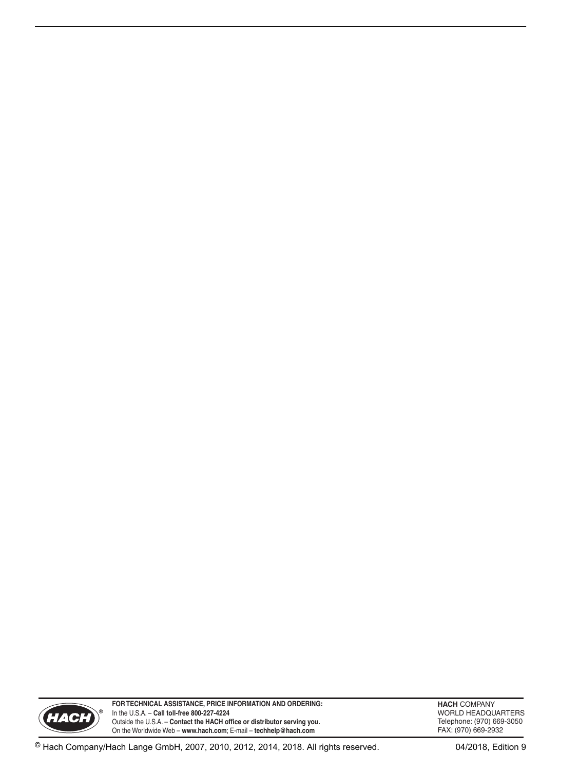**FOR TECHNICAL ASSISTANCE, PRICE INFORMATION AND ORDERING:**
In the U.S.A. – **Call toll-free 800-227-4224**
Outside the U.S.A. – **Contact the HACH office or distributor serving you.**
On the Worldwide Web – **www.hach.com**; E-mail – **techhelp@hach.com**

**HACH** COMPANY
WORLD HEADQUARTERS
Telephone: (970) 669-3050
FAX: (970) 669-2932

© Hach Company/Hach Lange GmbH, 2007, 2010, 2012, 2014, 2018. All rights reserved.

04/2018, Edition 9